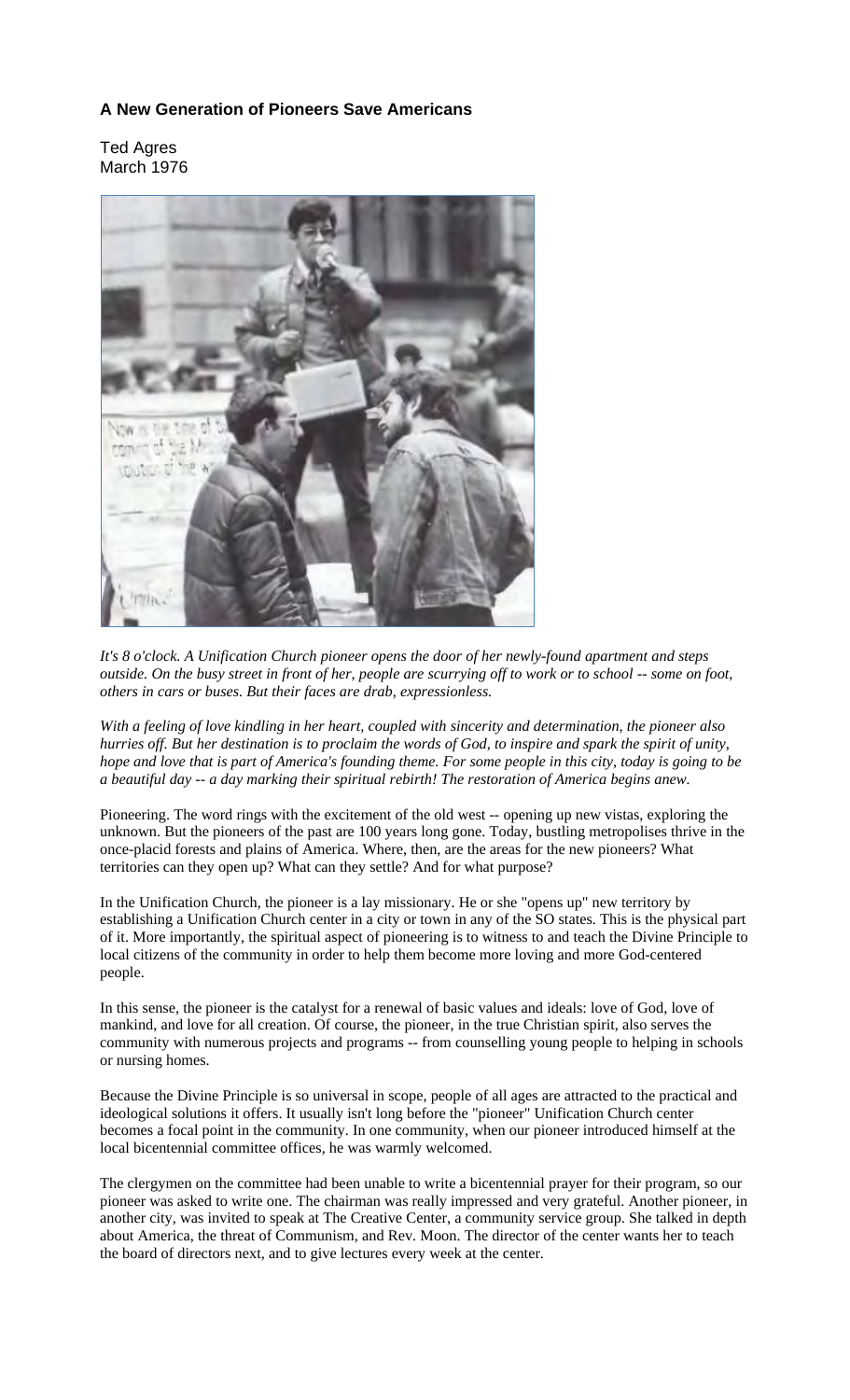## A New Generation of Pioneers Save Americans

Ted Agres
March 1976

*It's 8 o'clock. A Unification Church pioneer opens the door of her newly-found apartment and steps outside. On the busy street in front of her, people are scurrying off to work or to school -- some on foot, others in cars or buses. But their faces are drab, expressionless.*

*With a feeling of love kindling in her heart, coupled with sincerity and determination, the pioneer also hurries off. But her destination is to proclaim the words of God, to inspire and spark the spirit of unity, hope and love that is part of America's founding theme. For some people in this city, today is going to be a beautiful day -- a day marking their spiritual rebirth! The restoration of America begins anew.*

Pioneering. The word rings with the excitement of the old west -- opening up new vistas, exploring the unknown. But the pioneers of the past are 100 years long gone. Today, bustling metropolises thrive in the once-placid forests and plains of America. Where, then, are the areas for the new pioneers? What territories can they open up? What can they settle? And for what purpose?

In the Unification Church, the pioneer is a lay missionary. He or she "opens up" new territory by establishing a Unification Church center in a city or town in any of the SO states. This is the physical part of it. More importantly, the spiritual aspect of pioneering is to witness to and teach the Divine Principle to local citizens of the community in order to help them become more loving and more God-centered people.

In this sense, the pioneer is the catalyst for a renewal of basic values and ideals: love of God, love of mankind, and love for all creation. Of course, the pioneer, in the true Christian spirit, also serves the community with numerous projects and programs -- from counselling young people to helping in schools or nursing homes.

Because the Divine Principle is so universal in scope, people of all ages are attracted to the practical and ideological solutions it offers. It usually isn't long before the "pioneer" Unification Church center becomes a focal point in the community. In one community, when our pioneer introduced himself at the local bicentennial committee offices, he was warmly welcomed.

The clergymen on the committee had been unable to write a bicentennial prayer for their program, so our pioneer was asked to write one. The chairman was really impressed and very grateful. Another pioneer, in another city, was invited to speak at The Creative Center, a community service group. She talked in depth about America, the threat of Communism, and Rev. Moon. The director of the center wants her to teach the board of directors next, and to give lectures every week at the center.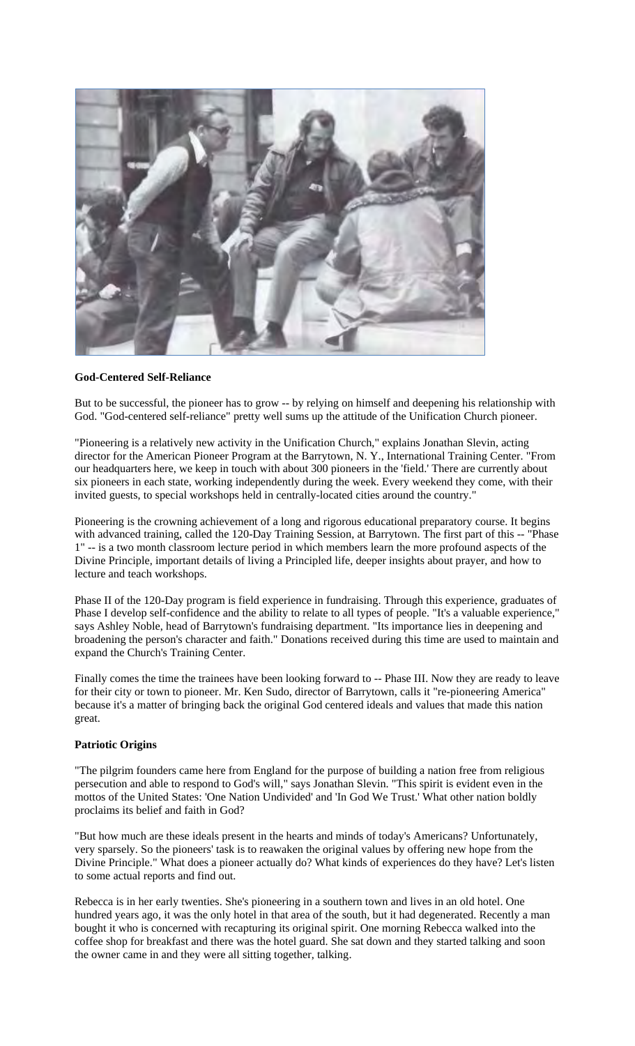**God-Centered Self-Reliance**

But to be successful, the pioneer has to grow -- by relying on himself and deepening his relationship with God. "God-centered self-reliance" pretty well sums up the attitude of the Unification Church pioneer.

"Pioneering is a relatively new activity in the Unification Church," explains Jonathan Slevin, acting director for the American Pioneer Program at the Barrytown, N. Y., International Training Center. "From our headquarters here, we keep in touch with about 300 pioneers in the 'field.' There are currently about six pioneers in each state, working independently during the week. Every weekend they come, with their invited guests, to special workshops held in centrally-located cities around the country."

Pioneering is the crowning achievement of a long and rigorous educational preparatory course. It begins with advanced training, called the 120-Day Training Session, at Barrytown. The first part of this -- "Phase 1" -- is a two month classroom lecture period in which members learn the more profound aspects of the Divine Principle, important details of living a Principled life, deeper insights about prayer, and how to lecture and teach workshops.

Phase II of the 120-Day program is field experience in fundraising. Through this experience, graduates of Phase I develop self-confidence and the ability to relate to all types of people. "It's a valuable experience," says Ashley Noble, head of Barrytown's fundraising department. "Its importance lies in deepening and broadening the person's character and faith." Donations received during this time are used to maintain and expand the Church's Training Center.

Finally comes the time the trainees have been looking forward to -- Phase III. Now they are ready to leave for their city or town to pioneer. Mr. Ken Sudo, director of Barrytown, calls it "re-pioneering America" because it's a matter of bringing back the original God centered ideals and values that made this nation great.

**Patriotic Origins**

"The pilgrim founders came here from England for the purpose of building a nation free from religious persecution and able to respond to God's will," says Jonathan Slevin. "This spirit is evident even in the mottos of the United States: 'One Nation Undivided' and 'In God We Trust.' What other nation boldly proclaims its belief and faith in God?

"But how much are these ideals present in the hearts and minds of today's Americans? Unfortunately, very sparsely. So the pioneers' task is to reawaken the original values by offering new hope from the Divine Principle." What does a pioneer actually do? What kinds of experiences do they have? Let's listen to some actual reports and find out.

Rebecca is in her early twenties. She's pioneering in a southern town and lives in an old hotel. One hundred years ago, it was the only hotel in that area of the south, but it had degenerated. Recently a man bought it who is concerned with recapturing its original spirit. One morning Rebecca walked into the coffee shop for breakfast and there was the hotel guard. She sat down and they started talking and soon the owner came in and they were all sitting together, talking.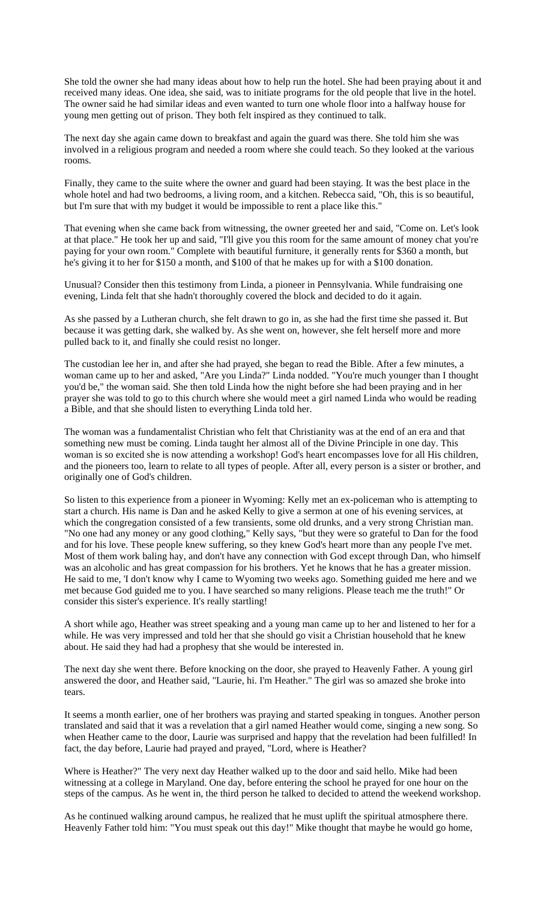She told the owner she had many ideas about how to help run the hotel. She had been praying about it and received many ideas. One idea, she said, was to initiate programs for the old people that live in the hotel. The owner said he had similar ideas and even wanted to turn one whole floor into a halfway house for young men getting out of prison. They both felt inspired as they continued to talk.

The next day she again came down to breakfast and again the guard was there. She told him she was involved in a religious program and needed a room where she could teach. So they looked at the various rooms.

Finally, they came to the suite where the owner and guard had been staying. It was the best place in the whole hotel and had two bedrooms, a living room, and a kitchen. Rebecca said, "Oh, this is so beautiful, but I'm sure that with my budget it would be impossible to rent a place like this."

That evening when she came back from witnessing, the owner greeted her and said, "Come on. Let's look at that place." He took her up and said, "I'll give you this room for the same amount of money chat you're paying for your own room." Complete with beautiful furniture, it generally rents for $360 a month, but he's giving it to her for $150 a month, and $100 of that he makes up for with a $100 donation.

Unusual? Consider then this testimony from Linda, a pioneer in Pennsylvania. While fundraising one evening, Linda felt that she hadn't thoroughly covered the block and decided to do it again.

As she passed by a Lutheran church, she felt drawn to go in, as she had the first time she passed it. But because it was getting dark, she walked by. As she went on, however, she felt herself more and more pulled back to it, and finally she could resist no longer.

The custodian lee her in, and after she had prayed, she began to read the Bible. After a few minutes, a woman came up to her and asked, "Are you Linda?" Linda nodded. "You're much younger than I thought you'd be," the woman said. She then told Linda how the night before she had been praying and in her prayer she was told to go to this church where she would meet a girl named Linda who would be reading a Bible, and that she should listen to everything Linda told her.

The woman was a fundamentalist Christian who felt that Christianity was at the end of an era and that something new must be coming. Linda taught her almost all of the Divine Principle in one day. This woman is so excited she is now attending a workshop! God's heart encompasses love for all His children, and the pioneers too, learn to relate to all types of people. After all, every person is a sister or brother, and originally one of God's children.

So listen to this experience from a pioneer in Wyoming: Kelly met an ex-policeman who is attempting to start a church. His name is Dan and he asked Kelly to give a sermon at one of his evening services, at which the congregation consisted of a few transients, some old drunks, and a very strong Christian man. "No one had any money or any good clothing," Kelly says, "but they were so grateful to Dan for the food and for his love. These people knew suffering, so they knew God's heart more than any people I've met. Most of them work baling hay, and don't have any connection with God except through Dan, who himself was an alcoholic and has great compassion for his brothers. Yet he knows that he has a greater mission. He said to me, 'I don't know why I came to Wyoming two weeks ago. Something guided me here and we met because God guided me to you. I have searched so many religions. Please teach me the truth!" Or consider this sister's experience. It's really startling!

A short while ago, Heather was street speaking and a young man came up to her and listened to her for a while. He was very impressed and told her that she should go visit a Christian household that he knew about. He said they had had a prophesy that she would be interested in.

The next day she went there. Before knocking on the door, she prayed to Heavenly Father. A young girl answered the door, and Heather said, "Laurie, hi. I'm Heather." The girl was so amazed she broke into tears.

It seems a month earlier, one of her brothers was praying and started speaking in tongues. Another person translated and said that it was a revelation that a girl named Heather would come, singing a new song. So when Heather came to the door, Laurie was surprised and happy that the revelation had been fulfilled! In fact, the day before, Laurie had prayed and prayed, "Lord, where is Heather?

Where is Heather?" The very next day Heather walked up to the door and said hello. Mike had been witnessing at a college in Maryland. One day, before entering the school he prayed for one hour on the steps of the campus. As he went in, the third person he talked to decided to attend the weekend workshop.

As he continued walking around campus, he realized that he must uplift the spiritual atmosphere there. Heavenly Father told him: "You must speak out this day!" Mike thought that maybe he would go home,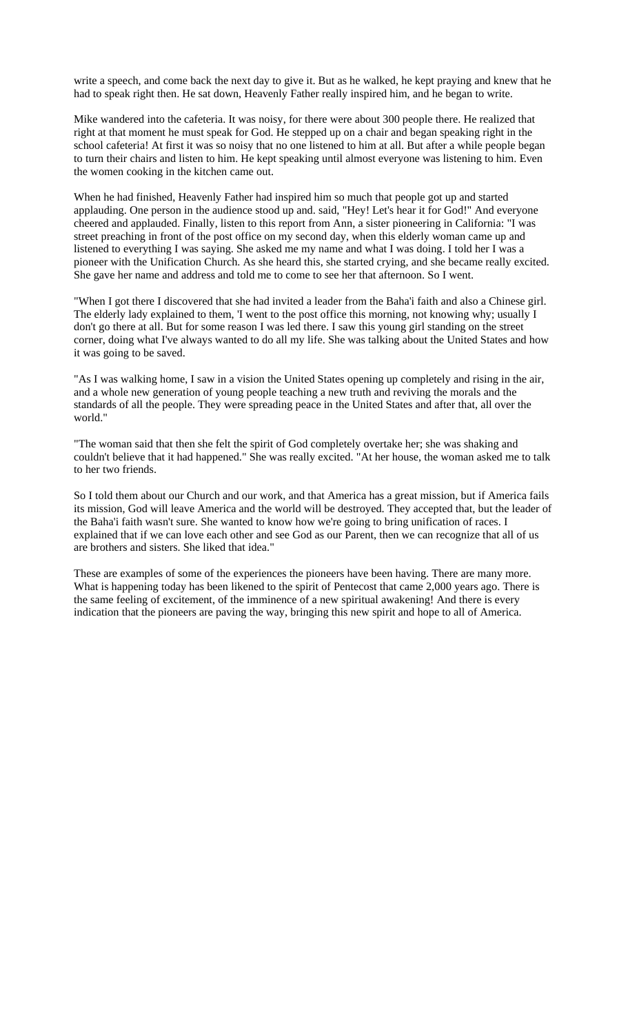write a speech, and come back the next day to give it. But as he walked, he kept praying and knew that he had to speak right then. He sat down, Heavenly Father really inspired him, and he began to write.

Mike wandered into the cafeteria. It was noisy, for there were about 300 people there. He realized that right at that moment he must speak for God. He stepped up on a chair and began speaking right in the school cafeteria! At first it was so noisy that no one listened to him at all. But after a while people began to turn their chairs and listen to him. He kept speaking until almost everyone was listening to him. Even the women cooking in the kitchen came out.

When he had finished, Heavenly Father had inspired him so much that people got up and started applauding. One person in the audience stood up and. said, "Hey! Let's hear it for God!" And everyone cheered and applauded. Finally, listen to this report from Ann, a sister pioneering in California: "I was street preaching in front of the post office on my second day, when this elderly woman came up and listened to everything I was saying. She asked me my name and what I was doing. I told her I was a pioneer with the Unification Church. As she heard this, she started crying, and she became really excited. She gave her name and address and told me to come to see her that afternoon. So I went.

"When I got there I discovered that she had invited a leader from the Baha'i faith and also a Chinese girl. The elderly lady explained to them, 'I went to the post office this morning, not knowing why; usually I don't go there at all. But for some reason I was led there. I saw this young girl standing on the street corner, doing what I've always wanted to do all my life. She was talking about the United States and how it was going to be saved.

"As I was walking home, I saw in a vision the United States opening up completely and rising in the air, and a whole new generation of young people teaching a new truth and reviving the morals and the standards of all the people. They were spreading peace in the United States and after that, all over the world."

"The woman said that then she felt the spirit of God completely overtake her; she was shaking and couldn't believe that it had happened." She was really excited. "At her house, the woman asked me to talk to her two friends.

So I told them about our Church and our work, and that America has a great mission, but if America fails its mission, God will leave America and the world will be destroyed. They accepted that, but the leader of the Baha'i faith wasn't sure. She wanted to know how we're going to bring unification of races. I explained that if we can love each other and see God as our Parent, then we can recognize that all of us are brothers and sisters. She liked that idea."

These are examples of some of the experiences the pioneers have been having. There are many more. What is happening today has been likened to the spirit of Pentecost that came 2,000 years ago. There is the same feeling of excitement, of the imminence of a new spiritual awakening! And there is every indication that the pioneers are paving the way, bringing this new spirit and hope to all of America.